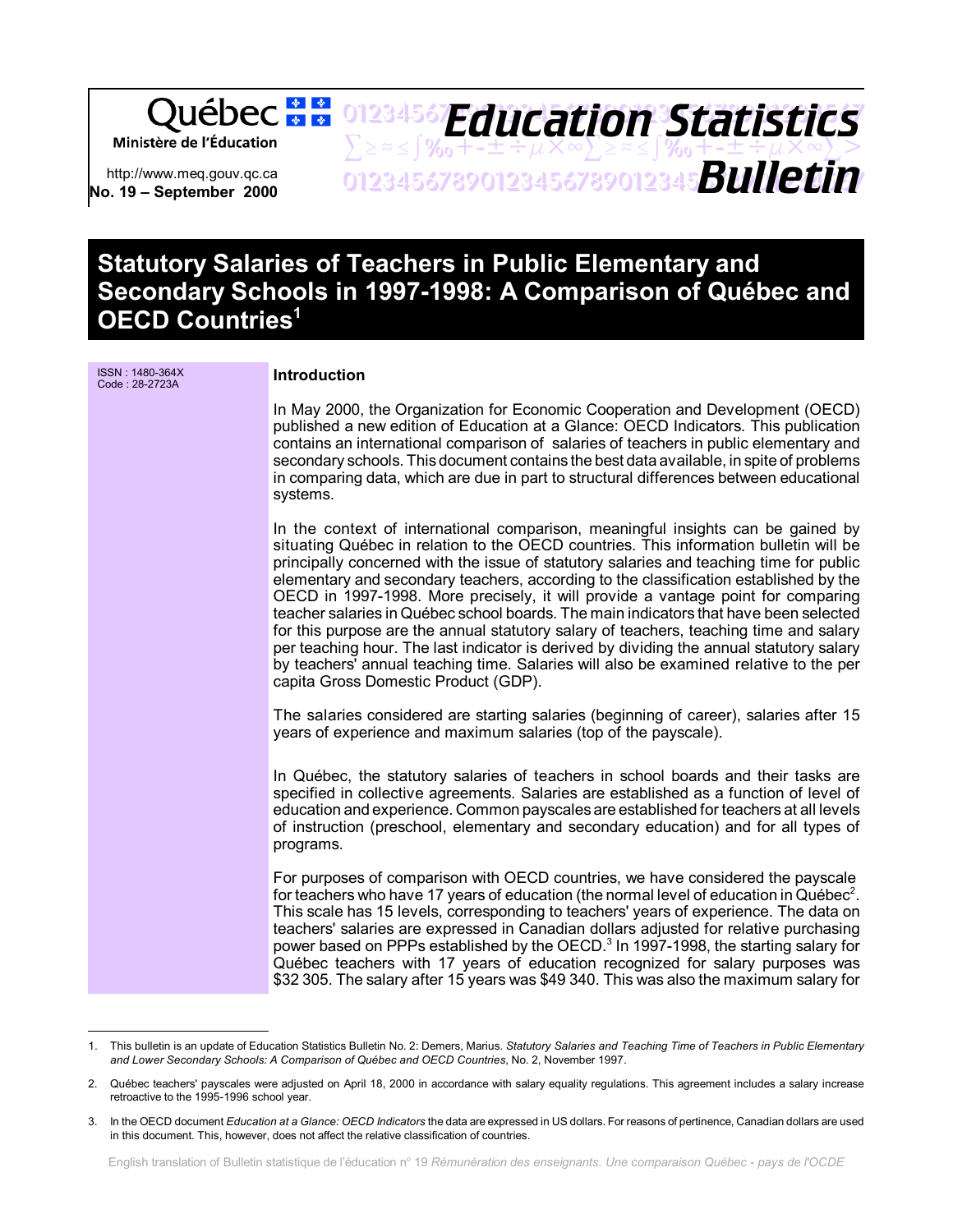Québec Ministère de l'Éducation

http://www.meq.gouv.qc.ca

No. 19 – September 2000

# Education Statistics Bulletin

# Statutory Salaries of Teachers in Public Elementary and Secondary Schools in 1997-1998: A Comparison of Québec and OECD Countries[1]

ISSN : 1480-364X
Code : 28-2723A

## Introduction

In May 2000, the Organization for Economic Cooperation and Development (OECD) published a new edition of Education at a Glance: OECD Indicators. This publication contains an international comparison of salaries of teachers in public elementary and secondary schools. This document contains the best data available, in spite of problems in comparing data, which are due in part to structural differences between educational systems.

In the context of international comparison, meaningful insights can be gained by situating Québec in relation to the OECD countries. This information bulletin will be principally concerned with the issue of statutory salaries and teaching time for public elementary and secondary teachers, according to the classification established by the OECD in 1997-1998. More precisely, it will provide a vantage point for comparing teacher salaries in Québec school boards. The main indicators that have been selected for this purpose are the annual statutory salary of teachers, teaching time and salary per teaching hour. The last indicator is derived by dividing the annual statutory salary by teachers' annual teaching time. Salaries will also be examined relative to the per capita Gross Domestic Product (GDP).

The salaries considered are starting salaries (beginning of career), salaries after 15 years of experience and maximum salaries (top of the payscale).

In Québec, the statutory salaries of teachers in school boards and their tasks are specified in collective agreements. Salaries are established as a function of level of education and experience. Common payscales are established for teachers at all levels of instruction (preschool, elementary and secondary education) and for all types of programs.

For purposes of comparison with OECD countries, we have considered the payscale for teachers who have 17 years of education (the normal level of education in Québec[2]. This scale has 15 levels, corresponding to teachers' years of experience. The data on teachers' salaries are expressed in Canadian dollars adjusted for relative purchasing power based on PPPs established by the OECD.[3] In 1997-1998, the starting salary for Québec teachers with 17 years of education recognized for salary purposes was $32 305. The salary after 15 years was $49 340. This was also the maximum salary for

---

1. This bulletin is an update of Education Statistics Bulletin No. 2: Demers, Marius. *Statutory Salaries and Teaching Time of Teachers in Public Elementary and Lower Secondary Schools: A Comparison of Québec and OECD Countries*, No. 2, November 1997.

2. Québec teachers' payscales were adjusted on April 18, 2000 in accordance with salary equality regulations. This agreement includes a salary increase retroactive to the 1995-1996 school year.

3. In the OECD document *Education at a Glance: OECD Indicators* the data are expressed in US dollars. For reasons of pertinence, Canadian dollars are used in this document. This, however, does not affect the relative classification of countries.

English translation of Bulletin statistique de l'éducation nº 19 *Rémunération des enseignants. Une comparaison Québec - pays de l'OCDE*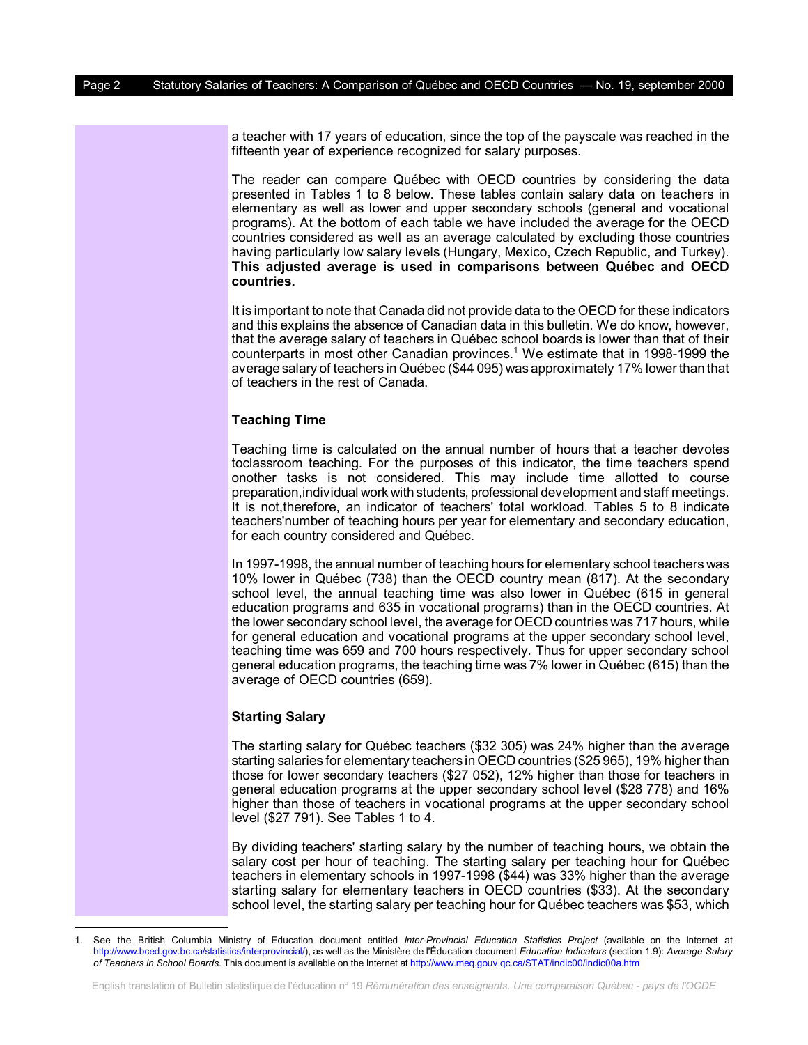a teacher with 17 years of education, since the top of the payscale was reached in the fifteenth year of experience recognized for salary purposes.

The reader can compare Québec with OECD countries by considering the data presented in Tables 1 to 8 below. These tables contain salary data on teachers in elementary as well as lower and upper secondary schools (general and vocational programs). At the bottom of each table we have included the average for the OECD countries considered as well as an average calculated by excluding those countries having particularly low salary levels (Hungary, Mexico, Czech Republic, and Turkey). **This adjusted average is used in comparisons between Québec and OECD countries.**

It is important to note that Canada did not provide data to the OECD for these indicators and this explains the absence of Canadian data in this bulletin. We do know, however, that the average salary of teachers in Québec school boards is lower than that of their counterparts in most other Canadian provinces.[1] We estimate that in 1998-1999 the average salary of teachers in Québec ($44 095) was approximately 17% lower than that of teachers in the rest of Canada.

### Teaching Time

Teaching time is calculated on the annual number of hours that a teacher devotes toclassroom teaching. For the purposes of this indicator, the time teachers spend onother tasks is not considered. This may include time allotted to course preparation,individual work with students, professional development and staff meetings. It is not,therefore, an indicator of teachers' total workload. Tables 5 to 8 indicate teachers'number of teaching hours per year for elementary and secondary education, for each country considered and Québec.

In 1997-1998, the annual number of teaching hours for elementary school teachers was 10% lower in Québec (738) than the OECD country mean (817). At the secondary school level, the annual teaching time was also lower in Québec (615 in general education programs and 635 in vocational programs) than in the OECD countries. At the lower secondary school level, the average for OECD countries was 717 hours, while for general education and vocational programs at the upper secondary school level, teaching time was 659 and 700 hours respectively. Thus for upper secondary school general education programs, the teaching time was 7% lower in Québec (615) than the average of OECD countries (659).

### Starting Salary

The starting salary for Québec teachers ($32 305) was 24% higher than the average starting salaries for elementary teachers in OECD countries ($25 965), 19% higher than those for lower secondary teachers ($27 052), 12% higher than those for teachers in general education programs at the upper secondary school level ($28 778) and 16% higher than those of teachers in vocational programs at the upper secondary school level ($27 791). See Tables 1 to 4.

By dividing teachers' starting salary by the number of teaching hours, we obtain the salary cost per hour of teaching. The starting salary per teaching hour for Québec teachers in elementary schools in 1997-1998 ($44) was 33% higher than the average starting salary for elementary teachers in OECD countries ($33). At the secondary school level, the starting salary per teaching hour for Québec teachers was $53, which

---

1. See the British Columbia Ministry of Education document entitled *Inter-Provincial Education Statistics Project* (available on the Internet at http://www.bced.gov.bc.ca/statistics/interprovincial/), as well as the Ministère de l'Éducation document *Education Indicators* (section 1.9): *Average Salary of Teachers in School Boards*. This document is available on the Internet at http://www.meq.gouv.qc.ca/STAT/indic00/indic00a.htm

English translation of Bulletin statistique de l'éducation n° 19 *Rémunération des enseignants. Une comparaison Québec - pays de l'OCDE*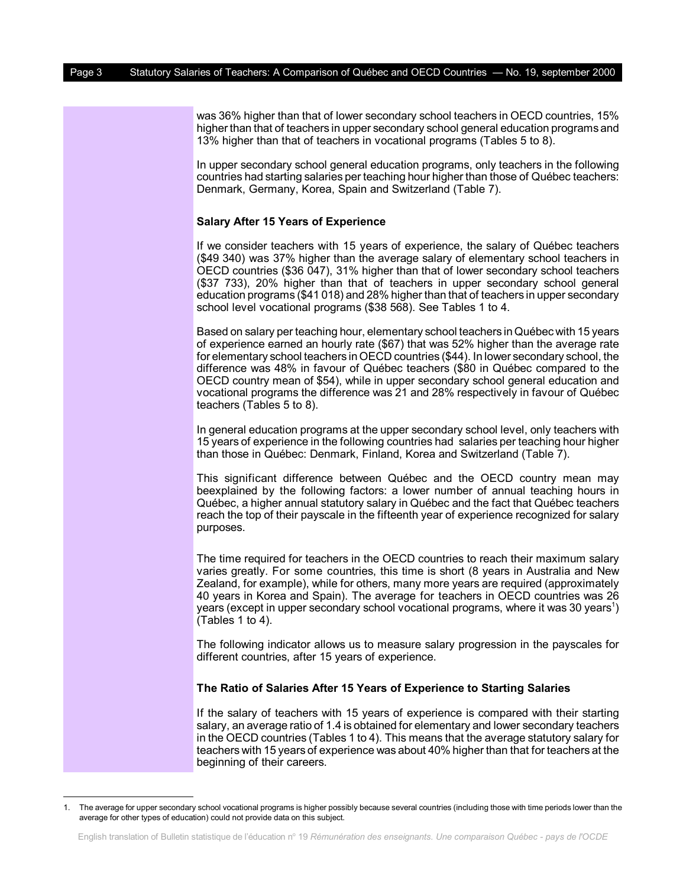was 36% higher than that of lower secondary school teachers in OECD countries, 15% higher than that of teachers in upper secondary school general education programs and 13% higher than that of teachers in vocational programs (Tables 5 to 8).

In upper secondary school general education programs, only teachers in the following countries had starting salaries per teaching hour higher than those of Québec teachers: Denmark, Germany, Korea, Spain and Switzerland (Table 7).

### Salary After 15 Years of Experience

If we consider teachers with 15 years of experience, the salary of Québec teachers ($49 340) was 37% higher than the average salary of elementary school teachers in OECD countries ($36 047), 31% higher than that of lower secondary school teachers ($37 733), 20% higher than that of teachers in upper secondary school general education programs ($41 018) and 28% higher than that of teachers in upper secondary school level vocational programs ($38 568). See Tables 1 to 4.

Based on salary per teaching hour, elementary school teachers in Québec with 15 years of experience earned an hourly rate ($67) that was 52% higher than the average rate for elementary school teachers in OECD countries ($44). In lower secondary school, the difference was 48% in favour of Québec teachers ($80 in Québec compared to the OECD country mean of $54), while in upper secondary school general education and vocational programs the difference was 21 and 28% respectively in favour of Québec teachers (Tables 5 to 8).

In general education programs at the upper secondary school level, only teachers with 15 years of experience in the following countries had salaries per teaching hour higher than those in Québec: Denmark, Finland, Korea and Switzerland (Table 7).

This significant difference between Québec and the OECD country mean may beexplained by the following factors: a lower number of annual teaching hours in Québec, a higher annual statutory salary in Québec and the fact that Québec teachers reach the top of their payscale in the fifteenth year of experience recognized for salary purposes.

The time required for teachers in the OECD countries to reach their maximum salary varies greatly. For some countries, this time is short (8 years in Australia and New Zealand, for example), while for others, many more years are required (approximately 40 years in Korea and Spain). The average for teachers in OECD countries was 26 years (except in upper secondary school vocational programs, where it was 30 years[1]) (Tables 1 to 4).

The following indicator allows us to measure salary progression in the payscales for different countries, after 15 years of experience.

### The Ratio of Salaries After 15 Years of Experience to Starting Salaries

If the salary of teachers with 15 years of experience is compared with their starting salary, an average ratio of 1.4 is obtained for elementary and lower secondary teachers in the OECD countries (Tables 1 to 4). This means that the average statutory salary for teachers with 15 years of experience was about 40% higher than that for teachers at the beginning of their careers.

---

1. The average for upper secondary school vocational programs is higher possibly because several countries (including those with time periods lower than the average for other types of education) could not provide data on this subject.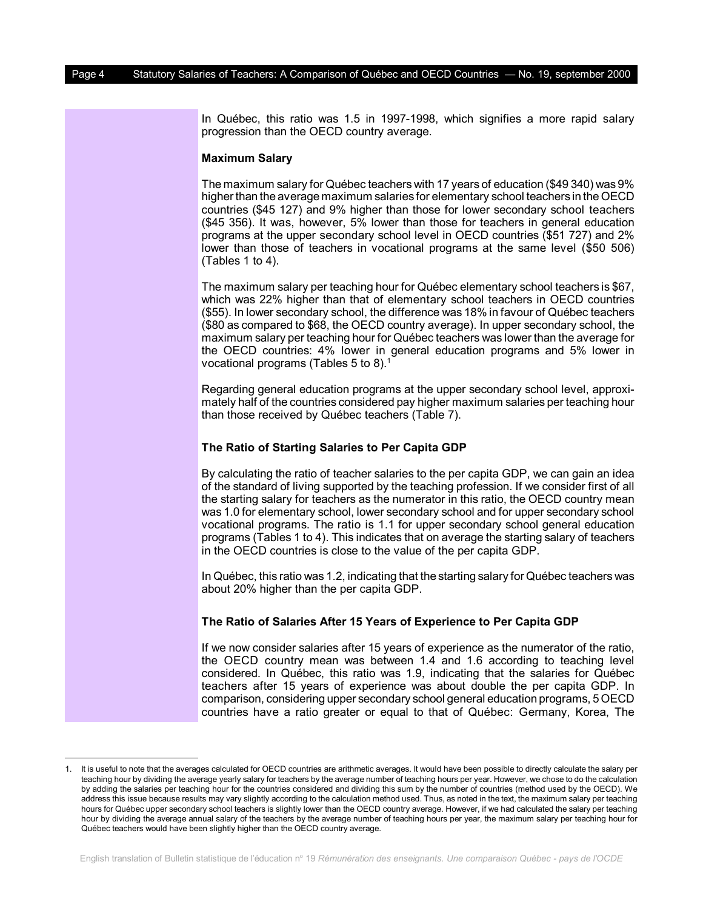In Québec, this ratio was 1.5 in 1997-1998, which signifies a more rapid salary progression than the OECD country average.

**Maximum Salary**

The maximum salary for Québec teachers with 17 years of education ($49 340) was 9% higher than the average maximum salaries for elementary school teachers in the OECD countries ($45 127) and 9% higher than those for lower secondary school teachers ($45 356). It was, however, 5% lower than those for teachers in general education programs at the upper secondary school level in OECD countries ($51 727) and 2% lower than those of teachers in vocational programs at the same level ($50 506) (Tables 1 to 4).

The maximum salary per teaching hour for Québec elementary school teachers is $67, which was 22% higher than that of elementary school teachers in OECD countries ($55). In lower secondary school, the difference was 18% in favour of Québec teachers ($80 as compared to $68, the OECD country average). In upper secondary school, the maximum salary per teaching hour for Québec teachers was lower than the average for the OECD countries: 4% lower in general education programs and 5% lower in vocational programs (Tables 5 to 8).[1]

Regarding general education programs at the upper secondary school level, approximately half of the countries considered pay higher maximum salaries per teaching hour than those received by Québec teachers (Table 7).

**The Ratio of Starting Salaries to Per Capita GDP**

By calculating the ratio of teacher salaries to the per capita GDP, we can gain an idea of the standard of living supported by the teaching profession. If we consider first of all the starting salary for teachers as the numerator in this ratio, the OECD country mean was 1.0 for elementary school, lower secondary school and for upper secondary school vocational programs. The ratio is 1.1 for upper secondary school general education programs (Tables 1 to 4). This indicates that on average the starting salary of teachers in the OECD countries is close to the value of the per capita GDP.

In Québec, this ratio was 1.2, indicating that the starting salary for Québec teachers was about 20% higher than the per capita GDP.

**The Ratio of Salaries After 15 Years of Experience to Per Capita GDP**

If we now consider salaries after 15 years of experience as the numerator of the ratio, the OECD country mean was between 1.4 and 1.6 according to teaching level considered. In Québec, this ratio was 1.9, indicating that the salaries for Québec teachers after 15 years of experience was about double the per capita GDP. In comparison, considering upper secondary school general education programs, 5 OECD countries have a ratio greater or equal to that of Québec: Germany, Korea, The

---

1. It is useful to note that the averages calculated for OECD countries are arithmetic averages. It would have been possible to directly calculate the salary per teaching hour by dividing the average yearly salary for teachers by the average number of teaching hours per year. However, we chose to do the calculation by adding the salaries per teaching hour for the countries considered and dividing this sum by the number of countries (method used by the OECD). We address this issue because results may vary slightly according to the calculation method used. Thus, as noted in the text, the maximum salary per teaching hours for Québec upper secondary school teachers is slightly lower than the OECD country average. However, if we had calculated the salary per teaching hour by dividing the average annual salary of the teachers by the average number of teaching hours per year, the maximum salary per teaching hour for Québec teachers would have been slightly higher than the OECD country average.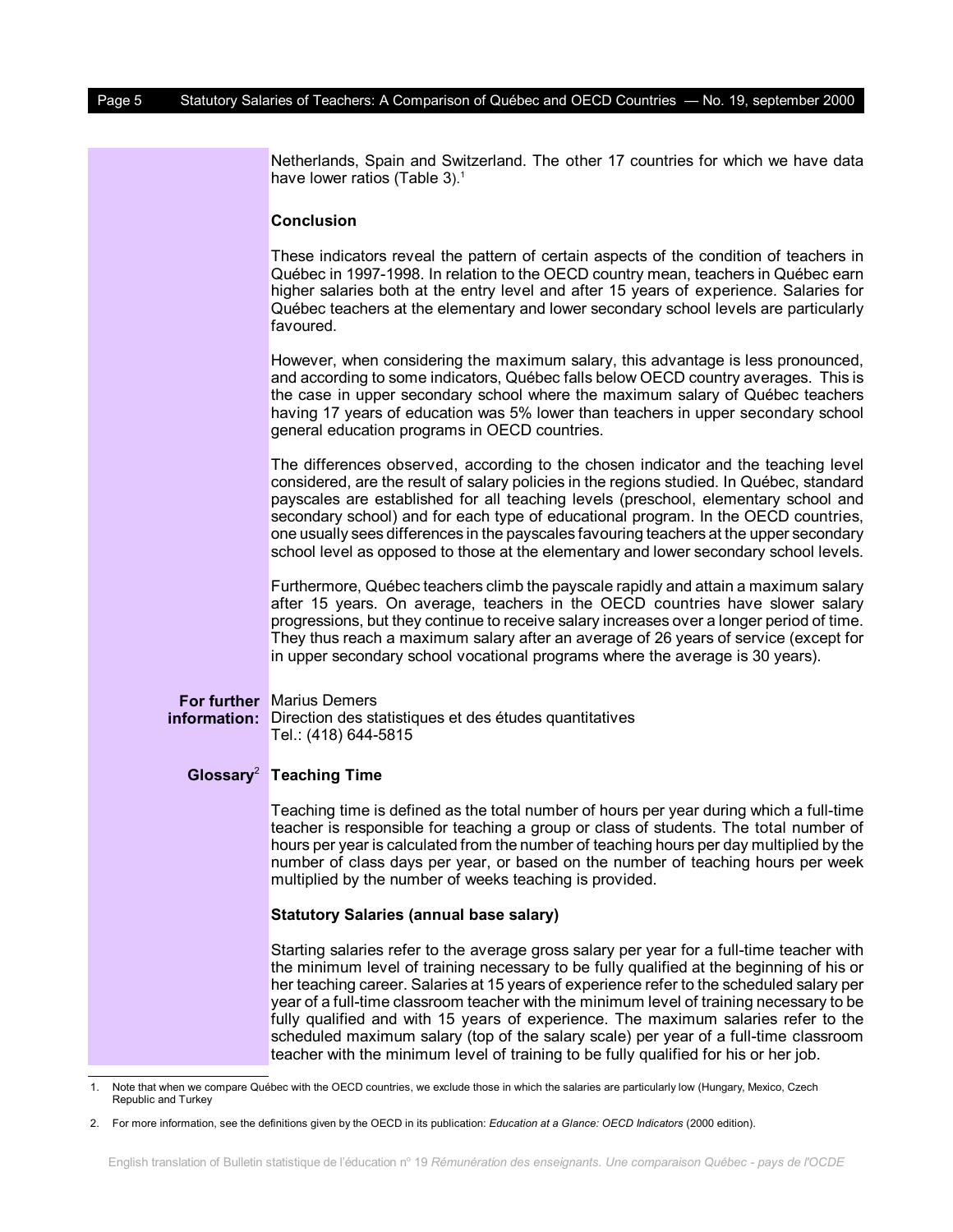Netherlands, Spain and Switzerland. The other 17 countries for which we have data have lower ratios (Table 3).[1]

**Conclusion**

These indicators reveal the pattern of certain aspects of the condition of teachers in Québec in 1997-1998. In relation to the OECD country mean, teachers in Québec earn higher salaries both at the entry level and after 15 years of experience. Salaries for Québec teachers at the elementary and lower secondary school levels are particularly favoured.

However, when considering the maximum salary, this advantage is less pronounced, and according to some indicators, Québec falls below OECD country averages. This is the case in upper secondary school where the maximum salary of Québec teachers having 17 years of education was 5% lower than teachers in upper secondary school general education programs in OECD countries.

The differences observed, according to the chosen indicator and the teaching level considered, are the result of salary policies in the regions studied. In Québec, standard payscales are established for all teaching levels (preschool, elementary school and secondary school) and for each type of educational program. In the OECD countries, one usually sees differences in the payscales favouring teachers at the upper secondary school level as opposed to those at the elementary and lower secondary school levels.

Furthermore, Québec teachers climb the payscale rapidly and attain a maximum salary after 15 years. On average, teachers in the OECD countries have slower salary progressions, but they continue to receive salary increases over a longer period of time. They thus reach a maximum salary after an average of 26 years of service (except for in upper secondary school vocational programs where the average is 30 years).

**For further information:** Marius Demers
Direction des statistiques et des études quantitatives
Tel.: (418) 644-5815

**Glossary**[2]

**Teaching Time**

Teaching time is defined as the total number of hours per year during which a full-time teacher is responsible for teaching a group or class of students. The total number of hours per year is calculated from the number of teaching hours per day multiplied by the number of class days per year, or based on the number of teaching hours per week multiplied by the number of weeks teaching is provided.

**Statutory Salaries (annual base salary)**

Starting salaries refer to the average gross salary per year for a full-time teacher with the minimum level of training necessary to be fully qualified at the beginning of his or her teaching career. Salaries at 15 years of experience refer to the scheduled salary per year of a full-time classroom teacher with the minimum level of training necessary to be fully qualified and with 15 years of experience. The maximum salaries refer to the scheduled maximum salary (top of the salary scale) per year of a full-time classroom teacher with the minimum level of training to be fully qualified for his or her job.

---

1. Note that when we compare Québec with the OECD countries, we exclude those in which the salaries are particularly low (Hungary, Mexico, Czech Republic and Turkey

2. For more information, see the definitions given by the OECD in its publication: *Education at a Glance: OECD Indicators* (2000 edition).

English translation of Bulletin statistique de l'éducation n° 19 *Rémunération des enseignants. Une comparaison Québec - pays de l'OCDE*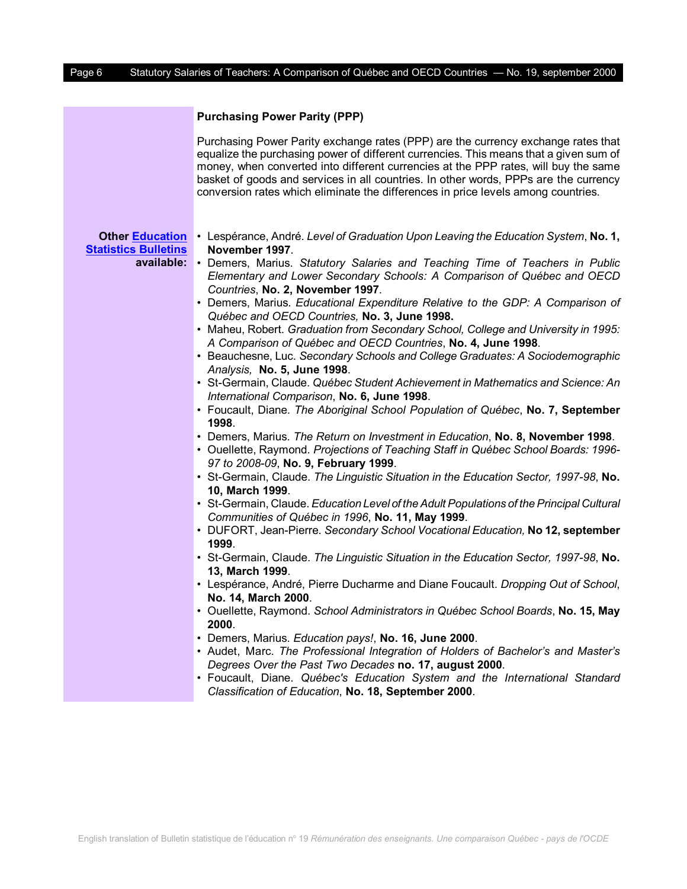## Purchasing Power Parity (PPP)

Purchasing Power Parity exchange rates (PPP) are the currency exchange rates that equalize the purchasing power of different currencies. This means that a given sum of money, when converted into different currencies at the PPP rates, will buy the same basket of goods and services in all countries. In other words, PPPs are the currency conversion rates which eliminate the differences in price levels among countries.

**Other Education Statistics Bulletins available:**

- Lespérance, André. *Level of Graduation Upon Leaving the Education System*, **No. 1, November 1997**.
- Demers, Marius. *Statutory Salaries and Teaching Time of Teachers in Public Elementary and Lower Secondary Schools: A Comparison of Québec and OECD Countries*, **No. 2, November 1997**.
- Demers, Marius. *Educational Expenditure Relative to the GDP: A Comparison of Québec and OECD Countries,* **No. 3, June 1998.**
- Maheu, Robert. *Graduation from Secondary School, College and University in 1995: A Comparison of Québec and OECD Countries*, **No. 4, June 1998**.
- Beauchesne, Luc. *Secondary Schools and College Graduates: A Sociodemographic Analysis,* **No. 5, June 1998**.
- St-Germain, Claude. *Québec Student Achievement in Mathematics and Science: An International Comparison*, **No. 6, June 1998**.
- Foucault, Diane. *The Aboriginal School Population of Québec*, **No. 7, September 1998**.
- Demers, Marius. *The Return on Investment in Education*, **No. 8, November 1998**.
- Ouellette, Raymond. *Projections of Teaching Staff in Québec School Boards: 1996-97 to 2008-09*, **No. 9, February 1999**.
- St-Germain, Claude. *The Linguistic Situation in the Education Sector, 1997-98*, **No. 10, March 1999**.
- St-Germain, Claude. *Education Level of the Adult Populations of the Principal Cultural Communities of Québec in 1996*, **No. 11, May 1999**.
- DUFORT, Jean-Pierre. *Secondary School Vocational Education,* **No 12, september 1999**.
- St-Germain, Claude. *The Linguistic Situation in the Education Sector, 1997-98*, **No. 13, March 1999**.
- Lespérance, André, Pierre Ducharme and Diane Foucault. *Dropping Out of School*, **No. 14, March 2000**.
- Ouellette, Raymond. *School Administrators in Québec School Boards*, **No. 15, May 2000**.
- Demers, Marius. *Education pays!*, **No. 16, June 2000**.
- Audet, Marc. *The Professional Integration of Holders of Bachelor's and Master's Degrees Over the Past Two Decades* **no. 17, august 2000**.
- Foucault, Diane. *Québec's Education System and the International Standard Classification of Education*, **No. 18, September 2000**.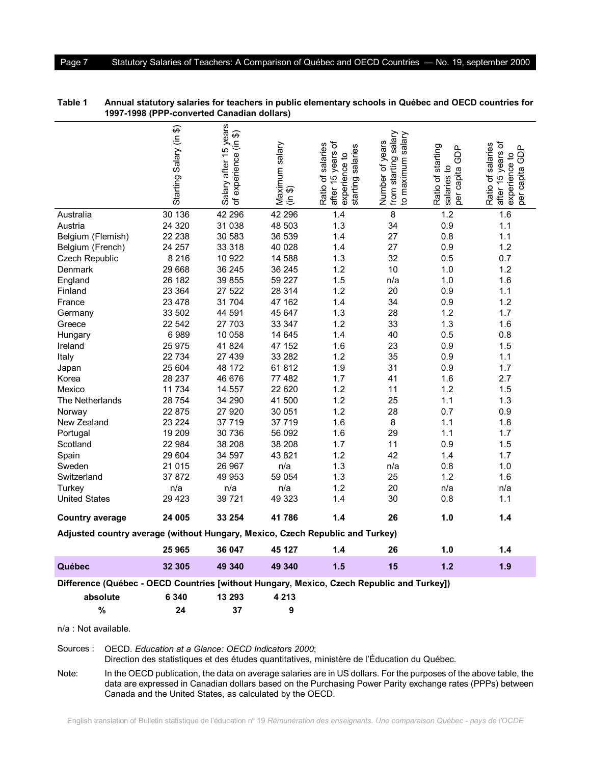**Table 1 Annual statutory salaries for teachers in public elementary schools in Québec and OECD countries for 1997-1998 (PPP-converted Canadian dollars)**

| | Starting Salary (in $) | Salary after 15 years of experience (in $) | Maximum salary (in $) | Ratio of salaries after 15 years of experience to starting salaries | Number of years from starting salary to maximum salary | Ratio of starting salaries to per capita GDP | Ratio of salaries after 15 years of experience to per capita GDP |
|---|---|---|---|---|---|---|---|
| Australia | 30 136 | 42 296 | 42 296 | 1.4 | 8 | 1.2 | 1.6 |
| Austria | 24 320 | 31 038 | 48 503 | 1.3 | 34 | 0.9 | 1.1 |
| Belgium (Flemish) | 22 238 | 30 583 | 36 539 | 1.4 | 27 | 0.8 | 1.1 |
| Belgium (French) | 24 257 | 33 318 | 40 028 | 1.4 | 27 | 0.9 | 1.2 |
| Czech Republic | 8 216 | 10 922 | 14 588 | 1.3 | 32 | 0.5 | 0.7 |
| Denmark | 29 668 | 36 245 | 36 245 | 1.2 | 10 | 1.0 | 1.2 |
| England | 26 182 | 39 855 | 59 227 | 1.5 | n/a | 1.0 | 1.6 |
| Finland | 23 364 | 27 522 | 28 314 | 1.2 | 20 | 0.9 | 1.1 |
| France | 23 478 | 31 704 | 47 162 | 1.4 | 34 | 0.9 | 1.2 |
| Germany | 33 502 | 44 591 | 45 647 | 1.3 | 28 | 1.2 | 1.7 |
| Greece | 22 542 | 27 703 | 33 347 | 1.2 | 33 | 1.3 | 1.6 |
| Hungary | 6 989 | 10 058 | 14 645 | 1.4 | 40 | 0.5 | 0.8 |
| Ireland | 25 975 | 41 824 | 47 152 | 1.6 | 23 | 0.9 | 1.5 |
| Italy | 22 734 | 27 439 | 33 282 | 1.2 | 35 | 0.9 | 1.1 |
| Japan | 25 604 | 48 172 | 61 812 | 1.9 | 31 | 0.9 | 1.7 |
| Korea | 28 237 | 46 676 | 77 482 | 1.7 | 41 | 1.6 | 2.7 |
| Mexico | 11 734 | 14 557 | 22 620 | 1.2 | 11 | 1.2 | 1.5 |
| The Netherlands | 28 754 | 34 290 | 41 500 | 1.2 | 25 | 1.1 | 1.3 |
| Norway | 22 875 | 27 920 | 30 051 | 1.2 | 28 | 0.7 | 0.9 |
| New Zealand | 23 224 | 37 719 | 37 719 | 1.6 | 8 | 1.1 | 1.8 |
| Portugal | 19 209 | 30 736 | 56 092 | 1.6 | 29 | 1.1 | 1.7 |
| Scotland | 22 984 | 38 208 | 38 208 | 1.7 | 11 | 0.9 | 1.5 |
| Spain | 29 604 | 34 597 | 43 821 | 1.2 | 42 | 1.4 | 1.7 |
| Sweden | 21 015 | 26 967 | n/a | 1.3 | n/a | 0.8 | 1.0 |
| Switzerland | 37 872 | 49 953 | 59 054 | 1.3 | 25 | 1.2 | 1.6 |
| Turkey | n/a | n/a | n/a | 1.2 | 20 | n/a | n/a |
| United States | 29 423 | 39 721 | 49 323 | 1.4 | 30 | 0.8 | 1.1 |
| **Country average** | **24 005** | **33 254** | **41 786** | **1.4** | **26** | **1.0** | **1.4** |
| **Adjusted country average (without Hungary, Mexico, Czech Republic and Turkey)** | | | | | | | |
| | **25 965** | **36 047** | **45 127** | **1.4** | **26** | **1.0** | **1.4** |
| **Québec** | **32 305** | **49 340** | **49 340** | **1.5** | **15** | **1.2** | **1.9** |
| **Difference (Québec - OECD Countries [without Hungary, Mexico, Czech Republic and Turkey])** | | | | | | | |
| **absolute** | **6 340** | **13 293** | **4 213** | | | | |
| **%** | **24** | **37** | **9** | | | | |

n/a : Not available.

Sources : OECD. *Education at a Glance: OECD Indicators 2000*;
Direction des statistiques et des études quantitatives, ministère de l'Éducation du Québec.

Note: In the OECD publication, the data on average salaries are in US dollars. For the purposes of the above table, the data are expressed in Canadian dollars based on the Purchasing Power Parity exchange rates (PPPs) between Canada and the United States, as calculated by the OECD.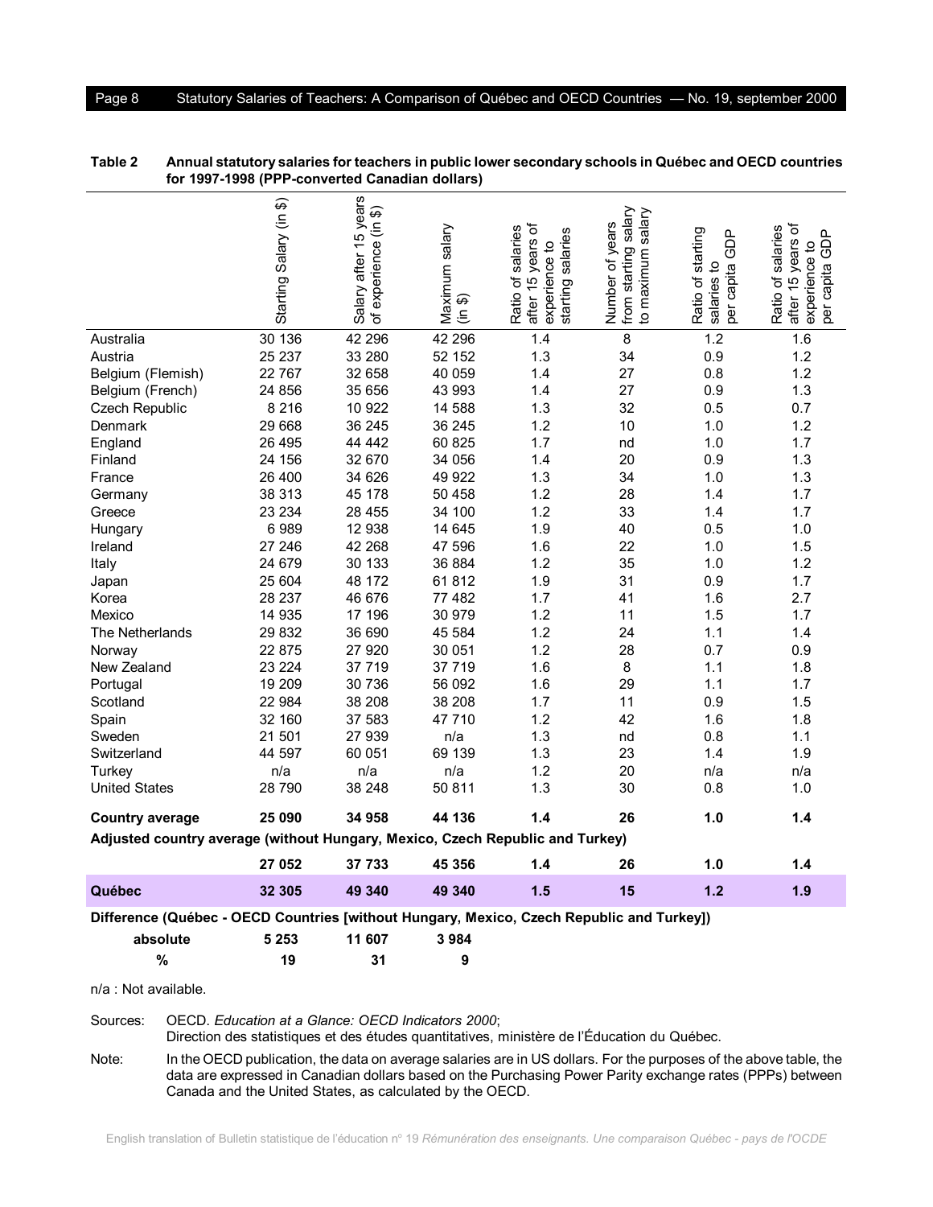**Table 2 Annual statutory salaries for teachers in public lower secondary schools in Québec and OECD countries for 1997-1998 (PPP-converted Canadian dollars)**

| | Starting Salary (in $) | Salary after 15 years of experience (in $) | Maximum salary (in $) | Ratio of salaries after 15 years of experience to starting salaries | Number of years from starting salary to maximum salary | Ratio of starting salaries to per capita GDP | Ratio of salaries after 15 years of experience to per capita GDP |
|---|---|---|---|---|---|---|---|
| Australia | 30 136 | 42 296 | 42 296 | 1.4 | 8 | 1.2 | 1.6 |
| Austria | 25 237 | 33 280 | 52 152 | 1.3 | 34 | 0.9 | 1.2 |
| Belgium (Flemish) | 22 767 | 32 658 | 40 059 | 1.4 | 27 | 0.8 | 1.2 |
| Belgium (French) | 24 856 | 35 656 | 43 993 | 1.4 | 27 | 0.9 | 1.3 |
| Czech Republic | 8 216 | 10 922 | 14 588 | 1.3 | 32 | 0.5 | 0.7 |
| Denmark | 29 668 | 36 245 | 36 245 | 1.2 | 10 | 1.0 | 1.2 |
| England | 26 495 | 44 442 | 60 825 | 1.7 | nd | 1.0 | 1.7 |
| Finland | 24 156 | 32 670 | 34 056 | 1.4 | 20 | 0.9 | 1.3 |
| France | 26 400 | 34 626 | 49 922 | 1.3 | 34 | 1.0 | 1.3 |
| Germany | 38 313 | 45 178 | 50 458 | 1.2 | 28 | 1.4 | 1.7 |
| Greece | 23 234 | 28 455 | 34 100 | 1.2 | 33 | 1.4 | 1.7 |
| Hungary | 6 989 | 12 938 | 14 645 | 1.9 | 40 | 0.5 | 1.0 |
| Ireland | 27 246 | 42 268 | 47 596 | 1.6 | 22 | 1.0 | 1.5 |
| Italy | 24 679 | 30 133 | 36 884 | 1.2 | 35 | 1.0 | 1.2 |
| Japan | 25 604 | 48 172 | 61 812 | 1.9 | 31 | 0.9 | 1.7 |
| Korea | 28 237 | 46 676 | 77 482 | 1.7 | 41 | 1.6 | 2.7 |
| Mexico | 14 935 | 17 196 | 30 979 | 1.2 | 11 | 1.5 | 1.7 |
| The Netherlands | 29 832 | 36 690 | 45 584 | 1.2 | 24 | 1.1 | 1.4 |
| Norway | 22 875 | 27 920 | 30 051 | 1.2 | 28 | 0.7 | 0.9 |
| New Zealand | 23 224 | 37 719 | 37 719 | 1.6 | 8 | 1.1 | 1.8 |
| Portugal | 19 209 | 30 736 | 56 092 | 1.6 | 29 | 1.1 | 1.7 |
| Scotland | 22 984 | 38 208 | 38 208 | 1.7 | 11 | 0.9 | 1.5 |
| Spain | 32 160 | 37 583 | 47 710 | 1.2 | 42 | 1.6 | 1.8 |
| Sweden | 21 501 | 27 939 | n/a | 1.3 | nd | 0.8 | 1.1 |
| Switzerland | 44 597 | 60 051 | 69 139 | 1.3 | 23 | 1.4 | 1.9 |
| Turkey | n/a | n/a | n/a | 1.2 | 20 | n/a | n/a |
| United States | 28 790 | 38 248 | 50 811 | 1.3 | 30 | 0.8 | 1.0 |
| **Country average** | **25 090** | **34 958** | **44 136** | **1.4** | **26** | **1.0** | **1.4** |
| **Adjusted country average (without Hungary, Mexico, Czech Republic and Turkey)** | | | | | | | |
| | **27 052** | **37 733** | **45 356** | **1.4** | **26** | **1.0** | **1.4** |
| **Québec** | **32 305** | **49 340** | **49 340** | **1.5** | **15** | **1.2** | **1.9** |
| **Difference (Québec - OECD Countries [without Hungary, Mexico, Czech Republic and Turkey])** | | | | | | | |
| **absolute** | **5 253** | **11 607** | **3 984** | | | | |
| **%** | **19** | **31** | **9** | | | | |

n/a : Not available.

Sources: OECD. *Education at a Glance: OECD Indicators 2000*; Direction des statistiques et des études quantitatives, ministère de l'Éducation du Québec.

Note: In the OECD publication, the data on average salaries are in US dollars. For the purposes of the above table, the data are expressed in Canadian dollars based on the Purchasing Power Parity exchange rates (PPPs) between Canada and the United States, as calculated by the OECD.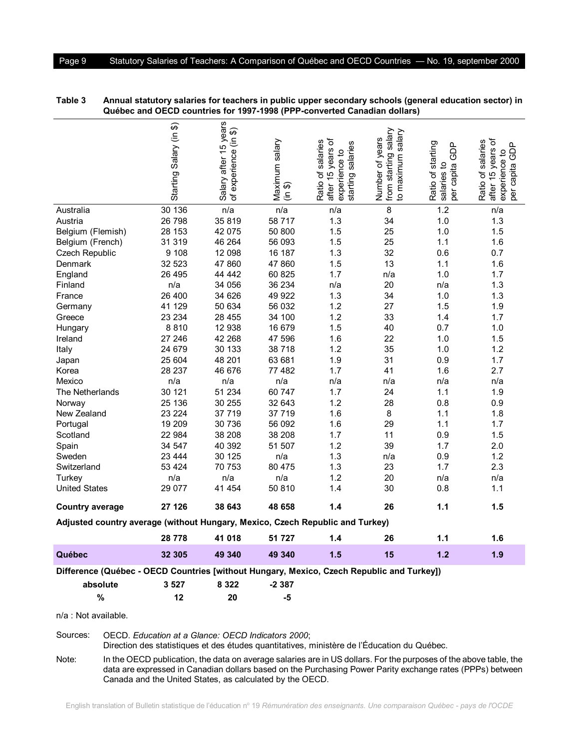**Table 3 Annual statutory salaries for teachers in public upper secondary schools (general education sector) in Québec and OECD countries for 1997-1998 (PPP-converted Canadian dollars)**

| | Starting Salary (in $) | Salary after 15 years of experience (in $) | Maximum salary (in $) | Ratio of salaries after 15 years of experience to starting salaries | Number of years from starting salary to maximum salary | Ratio of starting salaries to per capita GDP | Ratio of salaries after 15 years of experience to per capita GDP |
|---|---|---|---|---|---|---|---|
| Australia | 30 136 | n/a | n/a | n/a | 8 | 1.2 | n/a |
| Austria | 26 798 | 35 819 | 58 717 | 1.3 | 34 | 1.0 | 1.3 |
| Belgium (Flemish) | 28 153 | 42 075 | 50 800 | 1.5 | 25 | 1.0 | 1.5 |
| Belgium (French) | 31 319 | 46 264 | 56 093 | 1.5 | 25 | 1.1 | 1.6 |
| Czech Republic | 9 108 | 12 098 | 16 187 | 1.3 | 32 | 0.6 | 0.7 |
| Denmark | 32 523 | 47 860 | 47 860 | 1.5 | 13 | 1.1 | 1.6 |
| England | 26 495 | 44 442 | 60 825 | 1.7 | n/a | 1.0 | 1.7 |
| Finland | n/a | 34 056 | 36 234 | n/a | 20 | n/a | 1.3 |
| France | 26 400 | 34 626 | 49 922 | 1.3 | 34 | 1.0 | 1.3 |
| Germany | 41 129 | 50 634 | 56 032 | 1.2 | 27 | 1.5 | 1.9 |
| Greece | 23 234 | 28 455 | 34 100 | 1.2 | 33 | 1.4 | 1.7 |
| Hungary | 8 810 | 12 938 | 16 679 | 1.5 | 40 | 0.7 | 1.0 |
| Ireland | 27 246 | 42 268 | 47 596 | 1.6 | 22 | 1.0 | 1.5 |
| Italy | 24 679 | 30 133 | 38 718 | 1.2 | 35 | 1.0 | 1.2 |
| Japan | 25 604 | 48 201 | 63 681 | 1.9 | 31 | 0.9 | 1.7 |
| Korea | 28 237 | 46 676 | 77 482 | 1.7 | 41 | 1.6 | 2.7 |
| Mexico | n/a | n/a | n/a | n/a | n/a | n/a | n/a |
| The Netherlands | 30 121 | 51 234 | 60 747 | 1.7 | 24 | 1.1 | 1.9 |
| Norway | 25 136 | 30 255 | 32 643 | 1.2 | 28 | 0.8 | 0.9 |
| New Zealand | 23 224 | 37 719 | 37 719 | 1.6 | 8 | 1.1 | 1.8 |
| Portugal | 19 209 | 30 736 | 56 092 | 1.6 | 29 | 1.1 | 1.7 |
| Scotland | 22 984 | 38 208 | 38 208 | 1.7 | 11 | 0.9 | 1.5 |
| Spain | 34 547 | 40 392 | 51 507 | 1.2 | 39 | 1.7 | 2.0 |
| Sweden | 23 444 | 30 125 | n/a | 1.3 | n/a | 0.9 | 1.2 |
| Switzerland | 53 424 | 70 753 | 80 475 | 1.3 | 23 | 1.7 | 2.3 |
| Turkey | n/a | n/a | n/a | 1.2 | 20 | n/a | n/a |
| United States | 29 077 | 41 454 | 50 810 | 1.4 | 30 | 0.8 | 1.1 |
| **Country average** | **27 126** | **38 643** | **48 658** | **1.4** | **26** | **1.1** | **1.5** |
| **Adjusted country average (without Hungary, Mexico, Czech Republic and Turkey)** | | | | | | | |
| | **28 778** | **41 018** | **51 727** | **1.4** | **26** | **1.1** | **1.6** |
| **Québec** | **32 305** | **49 340** | **49 340** | **1.5** | **15** | **1.2** | **1.9** |
| **Difference (Québec - OECD Countries [without Hungary, Mexico, Czech Republic and Turkey])** | | | | | | | |
| **absolute** | **3 527** | **8 322** | **-2 387** | | | | |
| **%** | **12** | **20** | **-5** | | | | |

n/a : Not available.

Sources: OECD. *Education at a Glance: OECD Indicators 2000*;
Direction des statistiques et des études quantitatives, ministère de l'Éducation du Québec.

Note: In the OECD publication, the data on average salaries are in US dollars. For the purposes of the above table, the data are expressed in Canadian dollars based on the Purchasing Power Parity exchange rates (PPPs) between Canada and the United States, as calculated by the OECD.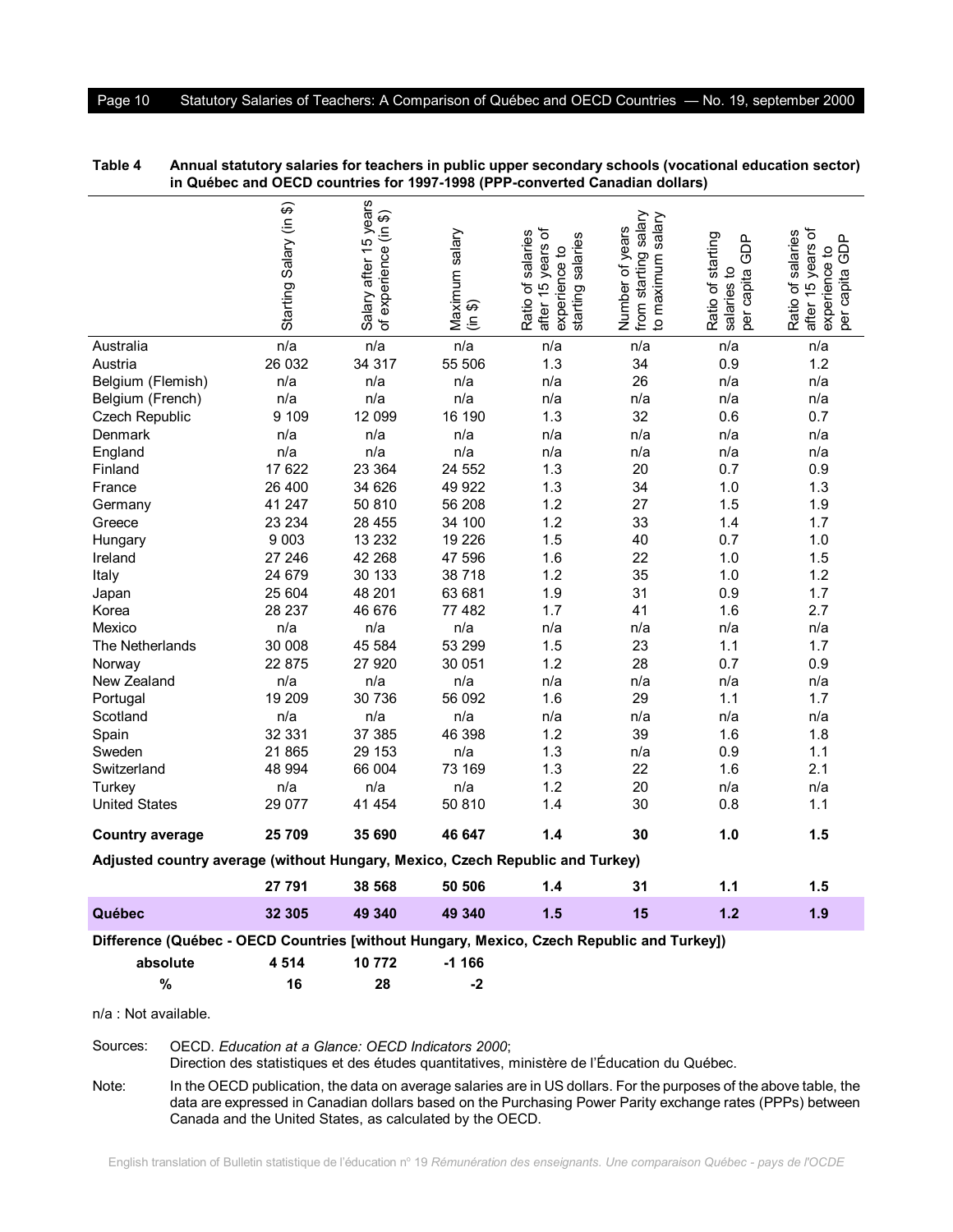**Table 4 Annual statutory salaries for teachers in public upper secondary schools (vocational education sector) in Québec and OECD countries for 1997-1998 (PPP-converted Canadian dollars)**

| | Starting Salary (in $) | Salary after 15 years of experience (in $) | Maximum salary (in $) | Ratio of salaries after 15 years of experience to starting salaries | Number of years from starting salary to maximum salary | Ratio of starting salaries to per capita GDP | Ratio of salaries after 15 years of experience to per capita GDP |
|---|---|---|---|---|---|---|---|
| Australia | n/a | n/a | n/a | n/a | n/a | n/a | n/a |
| Austria | 26 032 | 34 317 | 55 506 | 1.3 | 34 | 0.9 | 1.2 |
| Belgium (Flemish) | n/a | n/a | n/a | n/a | 26 | n/a | n/a |
| Belgium (French) | n/a | n/a | n/a | n/a | n/a | n/a | n/a |
| Czech Republic | 9 109 | 12 099 | 16 190 | 1.3 | 32 | 0.6 | 0.7 |
| Denmark | n/a | n/a | n/a | n/a | n/a | n/a | n/a |
| England | n/a | n/a | n/a | n/a | n/a | n/a | n/a |
| Finland | 17 622 | 23 364 | 24 552 | 1.3 | 20 | 0.7 | 0.9 |
| France | 26 400 | 34 626 | 49 922 | 1.3 | 34 | 1.0 | 1.3 |
| Germany | 41 247 | 50 810 | 56 208 | 1.2 | 27 | 1.5 | 1.9 |
| Greece | 23 234 | 28 455 | 34 100 | 1.2 | 33 | 1.4 | 1.7 |
| Hungary | 9 003 | 13 232 | 19 226 | 1.5 | 40 | 0.7 | 1.0 |
| Ireland | 27 246 | 42 268 | 47 596 | 1.6 | 22 | 1.0 | 1.5 |
| Italy | 24 679 | 30 133 | 38 718 | 1.2 | 35 | 1.0 | 1.2 |
| Japan | 25 604 | 48 201 | 63 681 | 1.9 | 31 | 0.9 | 1.7 |
| Korea | 28 237 | 46 676 | 77 482 | 1.7 | 41 | 1.6 | 2.7 |
| Mexico | n/a | n/a | n/a | n/a | n/a | n/a | n/a |
| The Netherlands | 30 008 | 45 584 | 53 299 | 1.5 | 23 | 1.1 | 1.7 |
| Norway | 22 875 | 27 920 | 30 051 | 1.2 | 28 | 0.7 | 0.9 |
| New Zealand | n/a | n/a | n/a | n/a | n/a | n/a | n/a |
| Portugal | 19 209 | 30 736 | 56 092 | 1.6 | 29 | 1.1 | 1.7 |
| Scotland | n/a | n/a | n/a | n/a | n/a | n/a | n/a |
| Spain | 32 331 | 37 385 | 46 398 | 1.2 | 39 | 1.6 | 1.8 |
| Sweden | 21 865 | 29 153 | n/a | 1.3 | n/a | 0.9 | 1.1 |
| Switzerland | 48 994 | 66 004 | 73 169 | 1.3 | 22 | 1.6 | 2.1 |
| Turkey | n/a | n/a | n/a | 1.2 | 20 | n/a | n/a |
| United States | 29 077 | 41 454 | 50 810 | 1.4 | 30 | 0.8 | 1.1 |
| **Country average** | **25 709** | **35 690** | **46 647** | **1.4** | **30** | **1.0** | **1.5** |
| **Adjusted country average (without Hungary, Mexico, Czech Republic and Turkey)** | | | | | | | |
| | **27 791** | **38 568** | **50 506** | **1.4** | **31** | **1.1** | **1.5** |
| **Québec** | **32 305** | **49 340** | **49 340** | **1.5** | **15** | **1.2** | **1.9** |
| **Difference (Québec - OECD Countries [without Hungary, Mexico, Czech Republic and Turkey])** | | | | | | | |
| **absolute** | **4 514** | **10 772** | **-1 166** | | | | |
| **%** | **16** | **28** | **-2** | | | | |

n/a : Not available.

Sources: OECD. *Education at a Glance: OECD Indicators 2000*;
Direction des statistiques et des études quantitatives, ministère de l'Éducation du Québec.

Note: In the OECD publication, the data on average salaries are in US dollars. For the purposes of the above table, the data are expressed in Canadian dollars based on the Purchasing Power Parity exchange rates (PPPs) between Canada and the United States, as calculated by the OECD.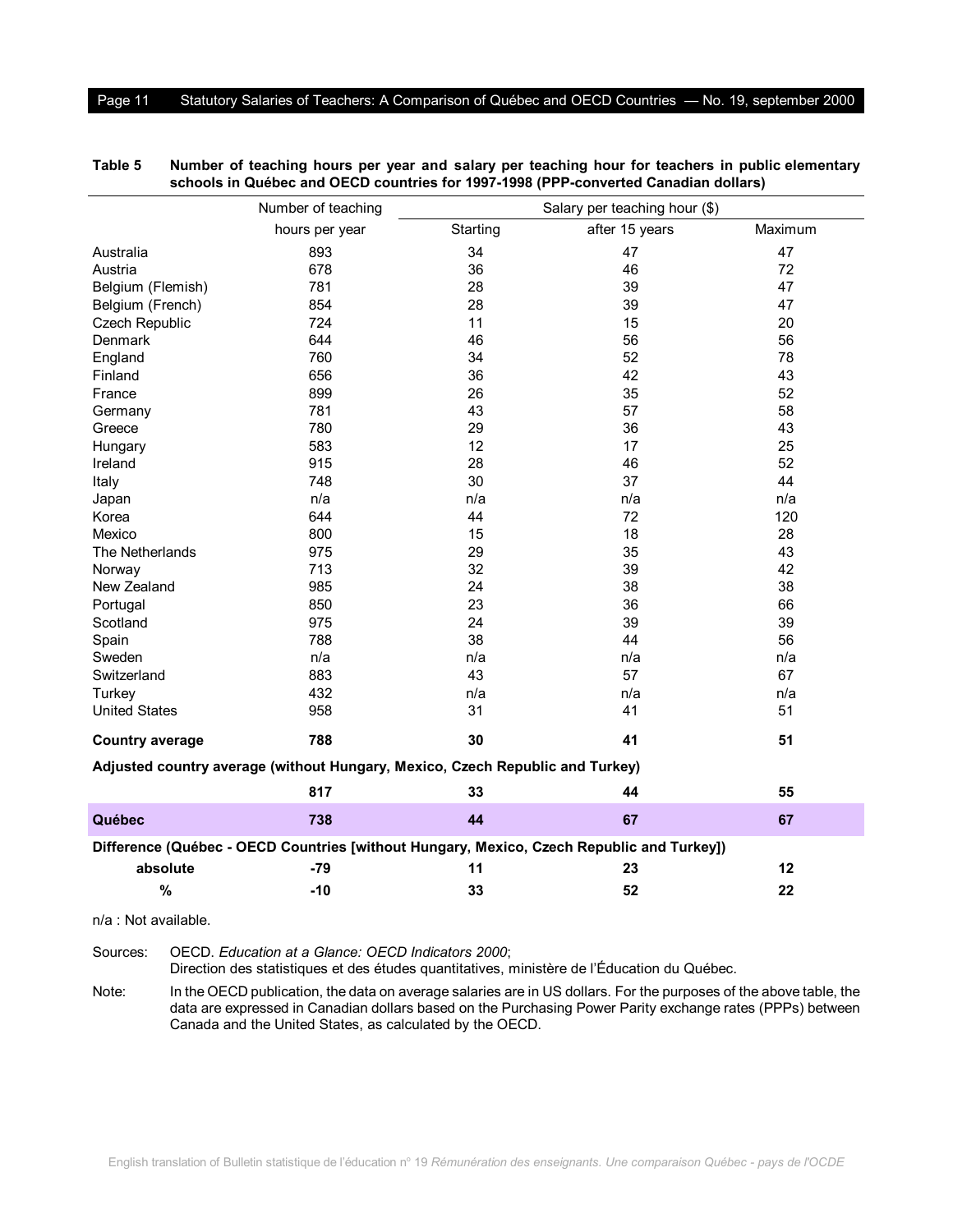**Table 5 Number of teaching hours per year and salary per teaching hour for teachers in public elementary schools in Québec and OECD countries for 1997-1998 (PPP-converted Canadian dollars)**

| | Number of teaching hours per year | Salary per teaching hour ($) | | |
|---|---|---|---|---|
| | | Starting | after 15 years | Maximum |
| Australia | 893 | 34 | 47 | 47 |
| Austria | 678 | 36 | 46 | 72 |
| Belgium (Flemish) | 781 | 28 | 39 | 47 |
| Belgium (French) | 854 | 28 | 39 | 47 |
| Czech Republic | 724 | 11 | 15 | 20 |
| Denmark | 644 | 46 | 56 | 56 |
| England | 760 | 34 | 52 | 78 |
| Finland | 656 | 36 | 42 | 43 |
| France | 899 | 26 | 35 | 52 |
| Germany | 781 | 43 | 57 | 58 |
| Greece | 780 | 29 | 36 | 43 |
| Hungary | 583 | 12 | 17 | 25 |
| Ireland | 915 | 28 | 46 | 52 |
| Italy | 748 | 30 | 37 | 44 |
| Japan | n/a | n/a | n/a | n/a |
| Korea | 644 | 44 | 72 | 120 |
| Mexico | 800 | 15 | 18 | 28 |
| The Netherlands | 975 | 29 | 35 | 43 |
| Norway | 713 | 32 | 39 | 42 |
| New Zealand | 985 | 24 | 38 | 38 |
| Portugal | 850 | 23 | 36 | 66 |
| Scotland | 975 | 24 | 39 | 39 |
| Spain | 788 | 38 | 44 | 56 |
| Sweden | n/a | n/a | n/a | n/a |
| Switzerland | 883 | 43 | 57 | 67 |
| Turkey | 432 | n/a | n/a | n/a |
| United States | 958 | 31 | 41 | 51 |
| **Country average** | **788** | **30** | **41** | **51** |
| **Adjusted country average (without Hungary, Mexico, Czech Republic and Turkey)** | | | | |
| | **817** | **33** | **44** | **55** |
| **Québec** | **738** | **44** | **67** | **67** |
| **Difference (Québec - OECD Countries [without Hungary, Mexico, Czech Republic and Turkey])** | | | | |
| **absolute** | **-79** | **11** | **23** | **12** |
| **%** | **-10** | **33** | **52** | **22** |

n/a : Not available.

Sources: OECD. *Education at a Glance: OECD Indicators 2000*;
Direction des statistiques et des études quantitatives, ministère de l'Éducation du Québec.

Note: In the OECD publication, the data on average salaries are in US dollars. For the purposes of the above table, the data are expressed in Canadian dollars based on the Purchasing Power Parity exchange rates (PPPs) between Canada and the United States, as calculated by the OECD.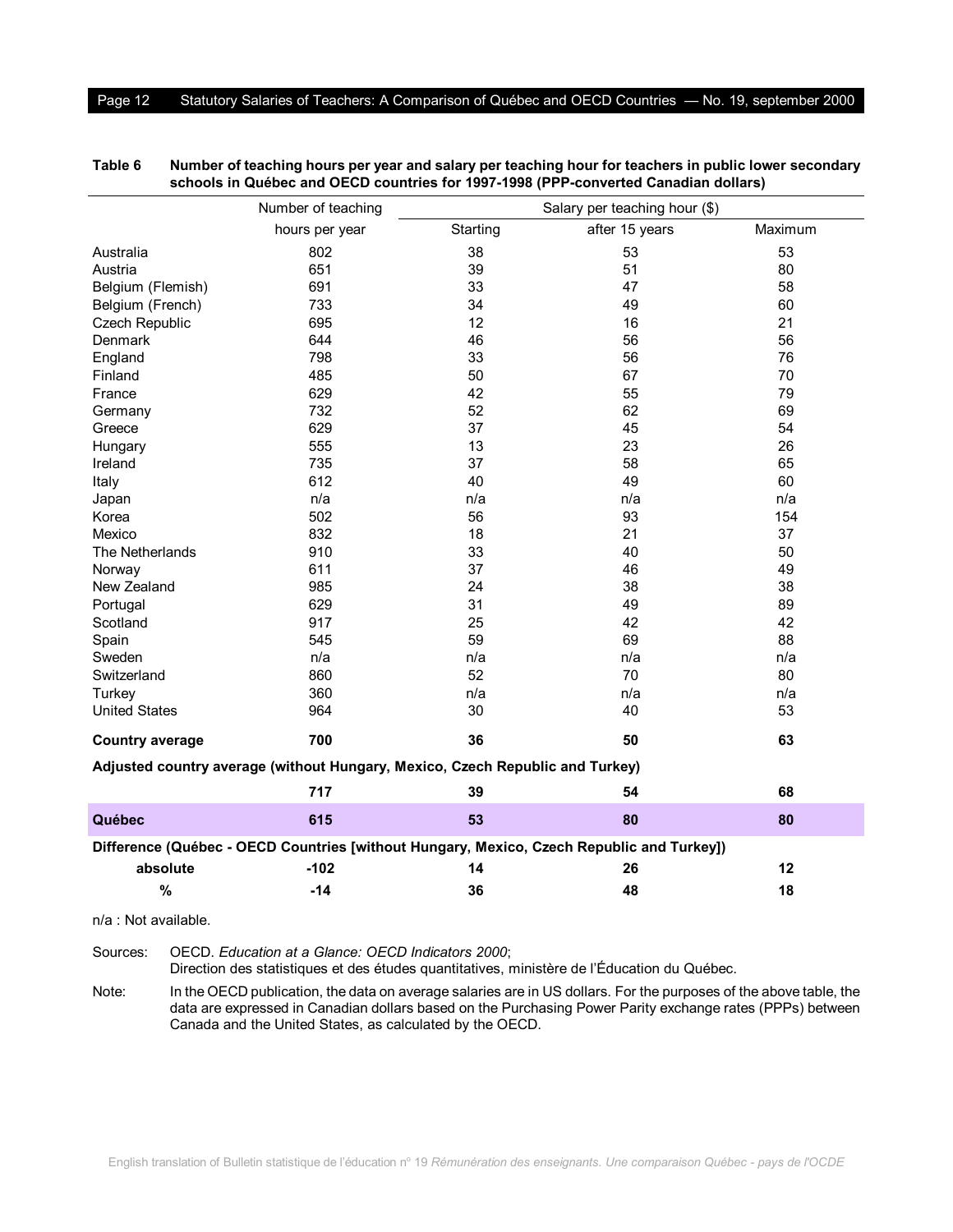**Table 6 Number of teaching hours per year and salary per teaching hour for teachers in public lower secondary schools in Québec and OECD countries for 1997-1998 (PPP-converted Canadian dollars)**

| | Number of teaching hours per year | Salary per teaching hour ($) | | |
|---|---|---|---|---|
| | | Starting | after 15 years | Maximum |
| Australia | 802 | 38 | 53 | 53 |
| Austria | 651 | 39 | 51 | 80 |
| Belgium (Flemish) | 691 | 33 | 47 | 58 |
| Belgium (French) | 733 | 34 | 49 | 60 |
| Czech Republic | 695 | 12 | 16 | 21 |
| Denmark | 644 | 46 | 56 | 56 |
| England | 798 | 33 | 56 | 76 |
| Finland | 485 | 50 | 67 | 70 |
| France | 629 | 42 | 55 | 79 |
| Germany | 732 | 52 | 62 | 69 |
| Greece | 629 | 37 | 45 | 54 |
| Hungary | 555 | 13 | 23 | 26 |
| Ireland | 735 | 37 | 58 | 65 |
| Italy | 612 | 40 | 49 | 60 |
| Japan | n/a | n/a | n/a | n/a |
| Korea | 502 | 56 | 93 | 154 |
| Mexico | 832 | 18 | 21 | 37 |
| The Netherlands | 910 | 33 | 40 | 50 |
| Norway | 611 | 37 | 46 | 49 |
| New Zealand | 985 | 24 | 38 | 38 |
| Portugal | 629 | 31 | 49 | 89 |
| Scotland | 917 | 25 | 42 | 42 |
| Spain | 545 | 59 | 69 | 88 |
| Sweden | n/a | n/a | n/a | n/a |
| Switzerland | 860 | 52 | 70 | 80 |
| Turkey | 360 | n/a | n/a | n/a |
| United States | 964 | 30 | 40 | 53 |
| **Country average** | **700** | **36** | **50** | **63** |
| **Adjusted country average (without Hungary, Mexico, Czech Republic and Turkey)** | | | | |
| | **717** | **39** | **54** | **68** |
| **Québec** | **615** | **53** | **80** | **80** |
| **Difference (Québec - OECD Countries [without Hungary, Mexico, Czech Republic and Turkey])** | | | | |
| **absolute** | **-102** | **14** | **26** | **12** |
| **%** | **-14** | **36** | **48** | **18** |

n/a : Not available.

Sources: OECD. *Education at a Glance: OECD Indicators 2000*; Direction des statistiques et des études quantitatives, ministère de l'Éducation du Québec.

Note: In the OECD publication, the data on average salaries are in US dollars. For the purposes of the above table, the data are expressed in Canadian dollars based on the Purchasing Power Parity exchange rates (PPPs) between Canada and the United States, as calculated by the OECD.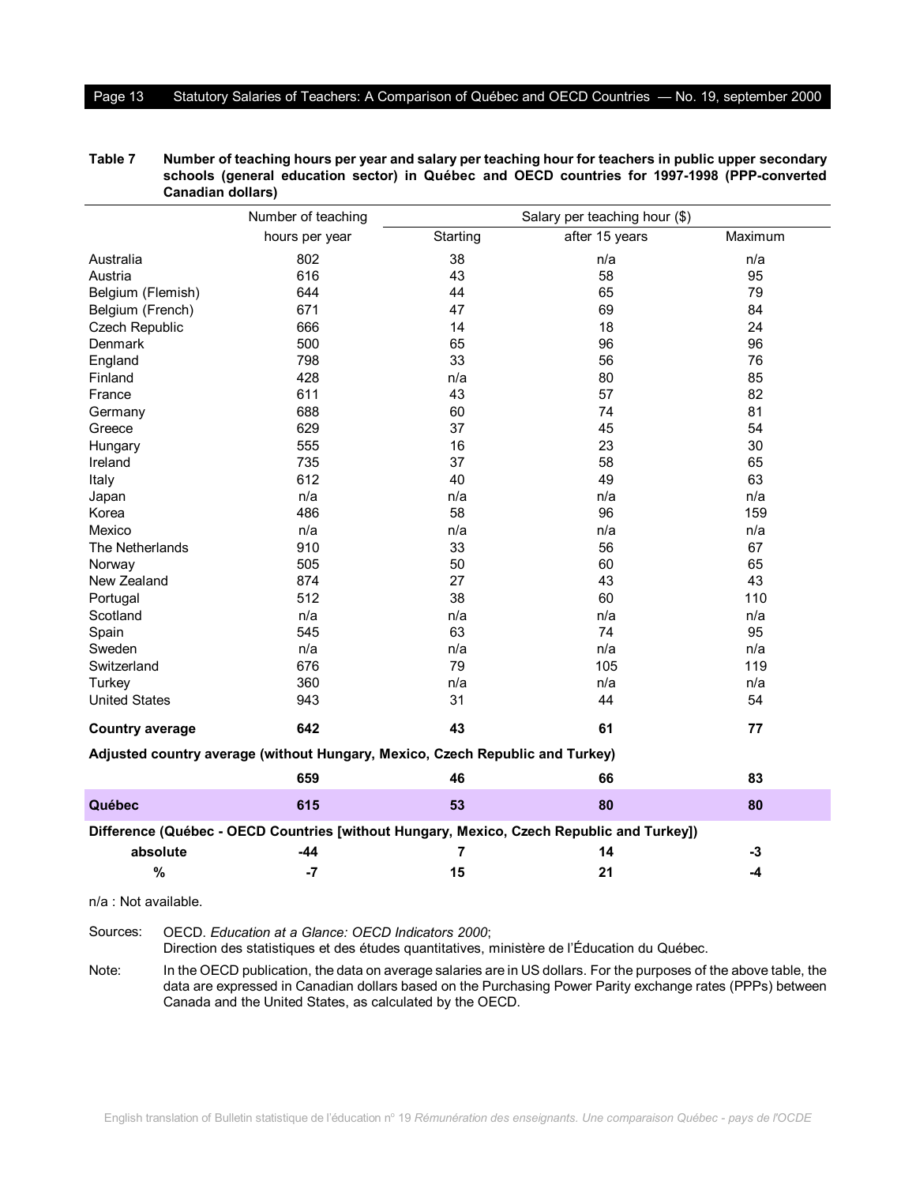**Table 7 Number of teaching hours per year and salary per teaching hour for teachers in public upper secondary schools (general education sector) in Québec and OECD countries for 1997-1998 (PPP-converted Canadian dollars)**

| | Number of teaching | Salary per teaching hour ($) | | |
|---|---|---|---|---|
| | hours per year | Starting | after 15 years | Maximum |
| Australia | 802 | 38 | n/a | n/a |
| Austria | 616 | 43 | 58 | 95 |
| Belgium (Flemish) | 644 | 44 | 65 | 79 |
| Belgium (French) | 671 | 47 | 69 | 84 |
| Czech Republic | 666 | 14 | 18 | 24 |
| Denmark | 500 | 65 | 96 | 96 |
| England | 798 | 33 | 56 | 76 |
| Finland | 428 | n/a | 80 | 85 |
| France | 611 | 43 | 57 | 82 |
| Germany | 688 | 60 | 74 | 81 |
| Greece | 629 | 37 | 45 | 54 |
| Hungary | 555 | 16 | 23 | 30 |
| Ireland | 735 | 37 | 58 | 65 |
| Italy | 612 | 40 | 49 | 63 |
| Japan | n/a | n/a | n/a | n/a |
| Korea | 486 | 58 | 96 | 159 |
| Mexico | n/a | n/a | n/a | n/a |
| The Netherlands | 910 | 33 | 56 | 67 |
| Norway | 505 | 50 | 60 | 65 |
| New Zealand | 874 | 27 | 43 | 43 |
| Portugal | 512 | 38 | 60 | 110 |
| Scotland | n/a | n/a | n/a | n/a |
| Spain | 545 | 63 | 74 | 95 |
| Sweden | n/a | n/a | n/a | n/a |
| Switzerland | 676 | 79 | 105 | 119 |
| Turkey | 360 | n/a | n/a | n/a |
| United States | 943 | 31 | 44 | 54 |
| **Country average** | **642** | **43** | **61** | **77** |
| **Adjusted country average (without Hungary, Mexico, Czech Republic and Turkey)** | | | | |
| | **659** | **46** | **66** | **83** |
| **Québec** | **615** | **53** | **80** | **80** |
| **Difference (Québec - OECD Countries [without Hungary, Mexico, Czech Republic and Turkey])** | | | | |
| **absolute** | **-44** | **7** | **14** | **-3** |
| **%** | **-7** | **15** | **21** | **-4** |

n/a : Not available.

Sources: OECD. *Education at a Glance: OECD Indicators 2000*;
Direction des statistiques et des études quantitatives, ministère de l'Éducation du Québec.

Note: In the OECD publication, the data on average salaries are in US dollars. For the purposes of the above table, the data are expressed in Canadian dollars based on the Purchasing Power Parity exchange rates (PPPs) between Canada and the United States, as calculated by the OECD.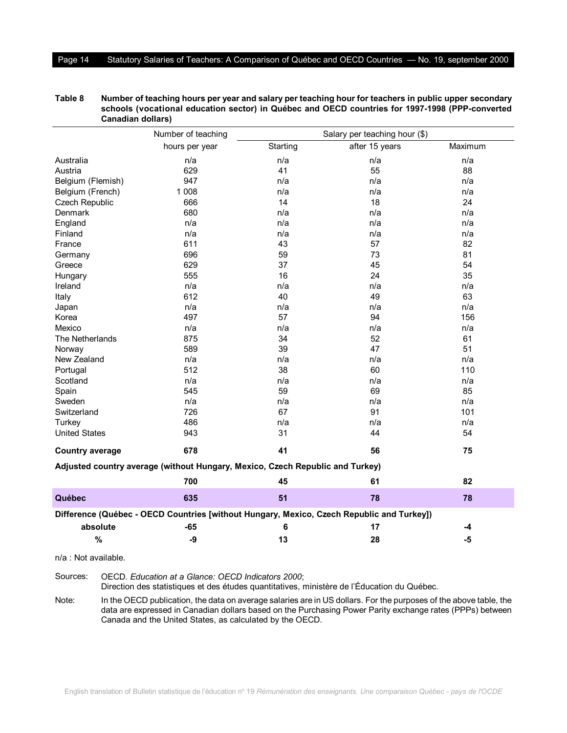**Table 8 Number of teaching hours per year and salary per teaching hour for teachers in public upper secondary schools (vocational education sector) in Québec and OECD countries for 1997-1998 (PPP-converted Canadian dollars)**

| | Number of teaching hours per year | Salary per teaching hour ($) | | |
|---|---|---|---|---|
| | | Starting | after 15 years | Maximum |
| Australia | n/a | n/a | n/a | n/a |
| Austria | 629 | 41 | 55 | 88 |
| Belgium (Flemish) | 947 | n/a | n/a | n/a |
| Belgium (French) | 1 008 | n/a | n/a | n/a |
| Czech Republic | 666 | 14 | 18 | 24 |
| Denmark | 680 | n/a | n/a | n/a |
| England | n/a | n/a | n/a | n/a |
| Finland | n/a | n/a | n/a | n/a |
| France | 611 | 43 | 57 | 82 |
| Germany | 696 | 59 | 73 | 81 |
| Greece | 629 | 37 | 45 | 54 |
| Hungary | 555 | 16 | 24 | 35 |
| Ireland | n/a | n/a | n/a | n/a |
| Italy | 612 | 40 | 49 | 63 |
| Japan | n/a | n/a | n/a | n/a |
| Korea | 497 | 57 | 94 | 156 |
| Mexico | n/a | n/a | n/a | n/a |
| The Netherlands | 875 | 34 | 52 | 61 |
| Norway | 589 | 39 | 47 | 51 |
| New Zealand | n/a | n/a | n/a | n/a |
| Portugal | 512 | 38 | 60 | 110 |
| Scotland | n/a | n/a | n/a | n/a |
| Spain | 545 | 59 | 69 | 85 |
| Sweden | n/a | n/a | n/a | n/a |
| Switzerland | 726 | 67 | 91 | 101 |
| Turkey | 486 | n/a | n/a | n/a |
| United States | 943 | 31 | 44 | 54 |
| **Country average** | **678** | **41** | **56** | **75** |
| **Adjusted country average (without Hungary, Mexico, Czech Republic and Turkey)** | | | | |
| | **700** | **45** | **61** | **82** |
| **Québec** | **635** | **51** | **78** | **78** |
| **Difference (Québec - OECD Countries [without Hungary, Mexico, Czech Republic and Turkey])** | | | | |
| **absolute** | **-65** | **6** | **17** | **-4** |
| **%** | **-9** | **13** | **28** | **-5** |

n/a : Not available.

Sources: OECD. *Education at a Glance: OECD Indicators 2000*;
Direction des statistiques et des études quantitatives, ministère de l'Éducation du Québec.

Note: In the OECD publication, the data on average salaries are in US dollars. For the purposes of the above table, the data are expressed in Canadian dollars based on the Purchasing Power Parity exchange rates (PPPs) between Canada and the United States, as calculated by the OECD.